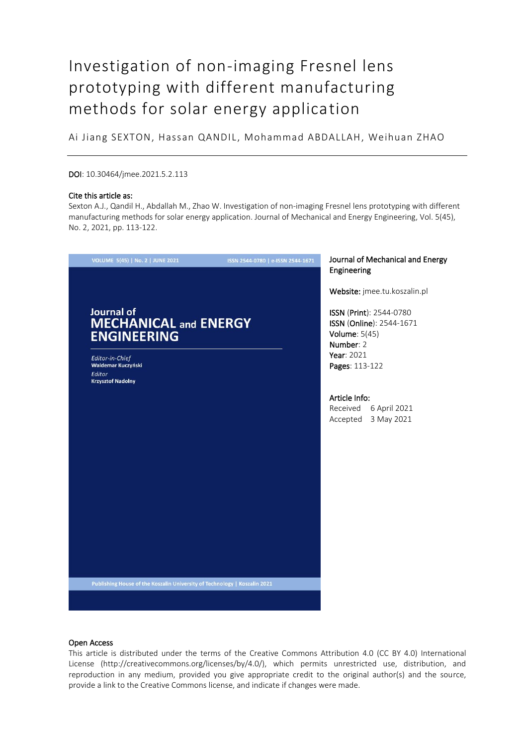# Investigation of non-imaging Fresnel lens prototyping with different manufacturing methods for solar energy application

Ai Jiang SEXTON, Hassan QANDIL, Mohammad ABDALLAH, Weihuan ZHAO

**DOI**: 10.30464/jmee.2021.5.2.113

**Cite this article as:**

Sexton A.J., Qandil H., Abdallah M., Zhao W. Investigation of non-imaging Fresnel lens prototyping with different manufacturing methods for solar energy application. Journal of Mechanical and Energy Engineering, Vol. 5(45), No. 2, 2021, pp. 113-122.

VOLUME 5(45) | No. 2 | JUNE 2021 ISSN 2544-0780 | e-ISSN 2544-1671

Journal of MECHANICAL and ENERGY ENGINEERING

*Editor-in-Chief*
**Waldemar Kuczyński**
*Editor*
**Krzysztof Nadolny**

Publishing House of the Koszalin University of Technology | Koszalin 2021

**Journal of Mechanical and Energy Engineering**

**Website:** jmee.tu.koszalin.pl

**ISSN (Print)**: 2544-0780
**ISSN (Online)**: 2544-1671
**Volume**: 5(45)
**Number**: 2
**Year**: 2021
**Pages**: 113-122

**Article Info:**

Received 6 April 2021
Accepted 3 May 2021

**Open Access**

This article is distributed under the terms of the Creative Commons Attribution 4.0 (CC BY 4.0) International License (http://creativecommons.org/licenses/by/4.0/), which permits unrestricted use, distribution, and reproduction in any medium, provided you give appropriate credit to the original author(s) and the source, provide a link to the Creative Commons license, and indicate if changes were made.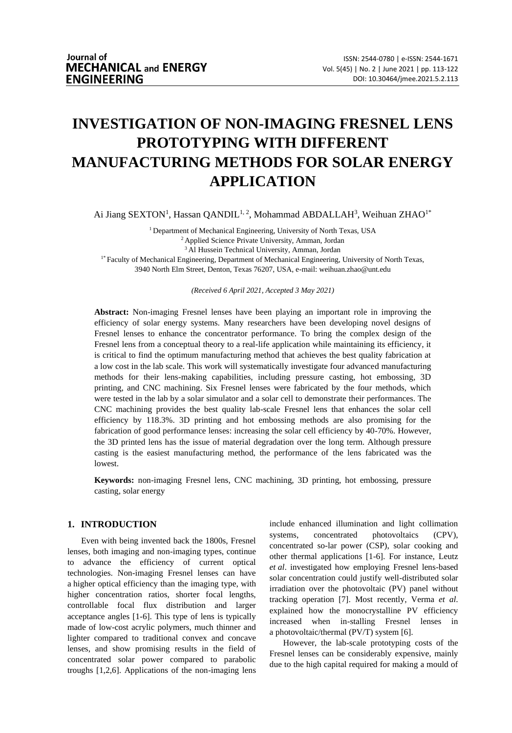# INVESTIGATION OF NON-IMAGING FRESNEL LENS PROTOTYPING WITH DIFFERENT MANUFACTURING METHODS FOR SOLAR ENERGY APPLICATION

Ai Jiang SEXTON[1], Hassan QANDIL[1, 2], Mohammad ABDALLAH[3], Weihuan ZHAO[1*]

[1] Department of Mechanical Engineering, University of North Texas, USA
[2] Applied Science Private University, Amman, Jordan
[3] Al Hussein Technical University, Amman, Jordan
[1*] Faculty of Mechanical Engineering, Department of Mechanical Engineering, University of North Texas, 3940 North Elm Street, Denton, Texas 76207, USA, e-mail: weihuan.zhao@unt.edu

*(Received 6 April 2021, Accepted 3 May 2021)*

**Abstract:** Non-imaging Fresnel lenses have been playing an important role in improving the efficiency of solar energy systems. Many researchers have been developing novel designs of Fresnel lenses to enhance the concentrator performance. To bring the complex design of the Fresnel lens from a conceptual theory to a real-life application while maintaining its efficiency, it is critical to find the optimum manufacturing method that achieves the best quality fabrication at a low cost in the lab scale. This work will systematically investigate four advanced manufacturing methods for their lens-making capabilities, including pressure casting, hot embossing, 3D printing, and CNC machining. Six Fresnel lenses were fabricated by the four methods, which were tested in the lab by a solar simulator and a solar cell to demonstrate their performances. The CNC machining provides the best quality lab-scale Fresnel lens that enhances the solar cell efficiency by 118.3%. 3D printing and hot embossing methods are also promising for the fabrication of good performance lenses: increasing the solar cell efficiency by 40-70%. However, the 3D printed lens has the issue of material degradation over the long term. Although pressure casting is the easiest manufacturing method, the performance of the lens fabricated was the lowest.

**Keywords:** non-imaging Fresnel lens, CNC machining, 3D printing, hot embossing, pressure casting, solar energy

## 1. INTRODUCTION

Even with being invented back the 1800s, Fresnel lenses, both imaging and non-imaging types, continue to advance the efficiency of current optical technologies. Non-imaging Fresnel lenses can have a higher optical efficiency than the imaging type, with higher concentration ratios, shorter focal lengths, controllable focal flux distribution and larger acceptance angles [1-6]. This type of lens is typically made of low-cost acrylic polymers, much thinner and lighter compared to traditional convex and concave lenses, and show promising results in the field of concentrated solar power compared to parabolic troughs [1,2,6]. Applications of the non-imaging lens include enhanced illumination and light collimation systems, concentrated photovoltaics (CPV), concentrated so-lar power (CSP), solar cooking and other thermal applications [1-6]. For instance, Leutz *et al*. investigated how employing Fresnel lens-based solar concentration could justify well-distributed solar irradiation over the photovoltaic (PV) panel without tracking operation [7]. Most recently, Verma *et al*. explained how the monocrystalline PV efficiency increased when in-stalling Fresnel lenses in a photovoltaic/thermal (PV/T) system [6].

However, the lab-scale prototyping costs of the Fresnel lenses can be considerably expensive, mainly due to the high capital required for making a mould of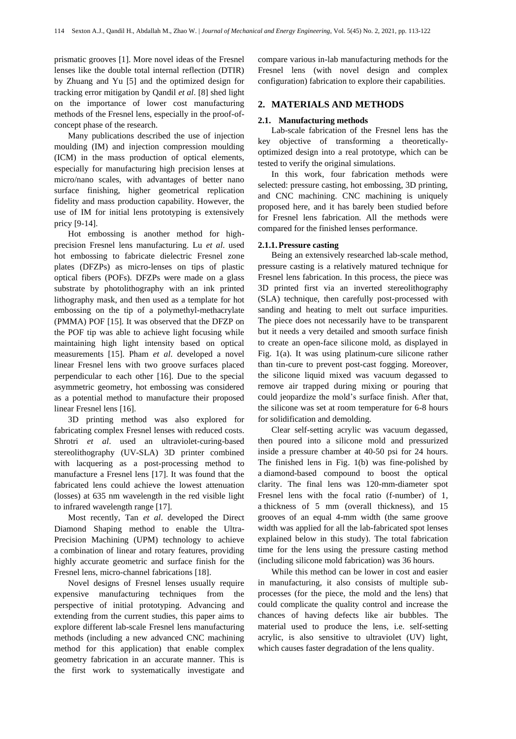prismatic grooves [1]. More novel ideas of the Fresnel lenses like the double total internal reflection (DTIR) by Zhuang and Yu [5] and the optimized design for tracking error mitigation by Qandil *et al*. [8] shed light on the importance of lower cost manufacturing methods of the Fresnel lens, especially in the proof-of-concept phase of the research.

Many publications described the use of injection moulding (IM) and injection compression moulding (ICM) in the mass production of optical elements, especially for manufacturing high precision lenses at micro/nano scales, with advantages of better nano surface finishing, higher geometrical replication fidelity and mass production capability. However, the use of IM for initial lens prototyping is extensively pricy [9-14].

Hot embossing is another method for high-precision Fresnel lens manufacturing. Lu *et al*. used hot embossing to fabricate dielectric Fresnel zone plates (DFZPs) as micro-lenses on tips of plastic optical fibers (POFs). DFZPs were made on a glass substrate by photolithography with an ink printed lithography mask, and then used as a template for hot embossing on the tip of a polymethyl-methacrylate (PMMA) POF [15]. It was observed that the DFZP on the POF tip was able to achieve light focusing while maintaining high light intensity based on optical measurements [15]. Pham *et al*. developed a novel linear Fresnel lens with two groove surfaces placed perpendicular to each other [16]. Due to the special asymmetric geometry, hot embossing was considered as a potential method to manufacture their proposed linear Fresnel lens [16].

3D printing method was also explored for fabricating complex Fresnel lenses with reduced costs. Shrotri *et al*. used an ultraviolet-curing-based stereolithography (UV-SLA) 3D printer combined with lacquering as a post-processing method to manufacture a Fresnel lens [17]. It was found that the fabricated lens could achieve the lowest attenuation (losses) at 635 nm wavelength in the red visible light to infrared wavelength range [17].

Most recently, Tan *et al*. developed the Direct Diamond Shaping method to enable the Ultra-Precision Machining (UPM) technology to achieve a combination of linear and rotary features, providing highly accurate geometric and surface finish for the Fresnel lens, micro-channel fabrications [18].

Novel designs of Fresnel lenses usually require expensive manufacturing techniques from the perspective of initial prototyping. Advancing and extending from the current studies, this paper aims to explore different lab-scale Fresnel lens manufacturing methods (including a new advanced CNC machining method for this application) that enable complex geometry fabrication in an accurate manner. This is the first work to systematically investigate and compare various in-lab manufacturing methods for the Fresnel lens (with novel design and complex configuration) fabrication to explore their capabilities.

## 2. MATERIALS AND METHODS

### 2.1. Manufacturing methods

Lab-scale fabrication of the Fresnel lens has the key objective of transforming a theoretically-optimized design into a real prototype, which can be tested to verify the original simulations.

In this work, four fabrication methods were selected: pressure casting, hot embossing, 3D printing, and CNC machining. CNC machining is uniquely proposed here, and it has barely been studied before for Fresnel lens fabrication. All the methods were compared for the finished lenses performance.

#### 2.1.1. Pressure casting

Being an extensively researched lab-scale method, pressure casting is a relatively matured technique for Fresnel lens fabrication. In this process, the piece was 3D printed first via an inverted stereolithography (SLA) technique, then carefully post-processed with sanding and heating to melt out surface impurities. The piece does not necessarily have to be transparent but it needs a very detailed and smooth surface finish to create an open-face silicone mold, as displayed in Fig. 1(a). It was using platinum-cure silicone rather than tin-cure to prevent post-cast fogging. Moreover, the silicone liquid mixed was vacuum degassed to remove air trapped during mixing or pouring that could jeopardize the mold's surface finish. After that, the silicone was set at room temperature for 6-8 hours for solidification and demolding.

Clear self-setting acrylic was vacuum degassed, then poured into a silicone mold and pressurized inside a pressure chamber at 40-50 psi for 24 hours. The finished lens in Fig. 1(b) was fine-polished by a diamond-based compound to boost the optical clarity. The final lens was 120-mm-diameter spot Fresnel lens with the focal ratio (f-number) of 1, a thickness of 5 mm (overall thickness), and 15 grooves of an equal 4-mm width (the same groove width was applied for all the lab-fabricated spot lenses explained below in this study). The total fabrication time for the lens using the pressure casting method (including silicone mold fabrication) was 36 hours.

While this method can be lower in cost and easier in manufacturing, it also consists of multiple sub-processes (for the piece, the mold and the lens) that could complicate the quality control and increase the chances of having defects like air bubbles. The material used to produce the lens, i.e. self-setting acrylic, is also sensitive to ultraviolet (UV) light, which causes faster degradation of the lens quality.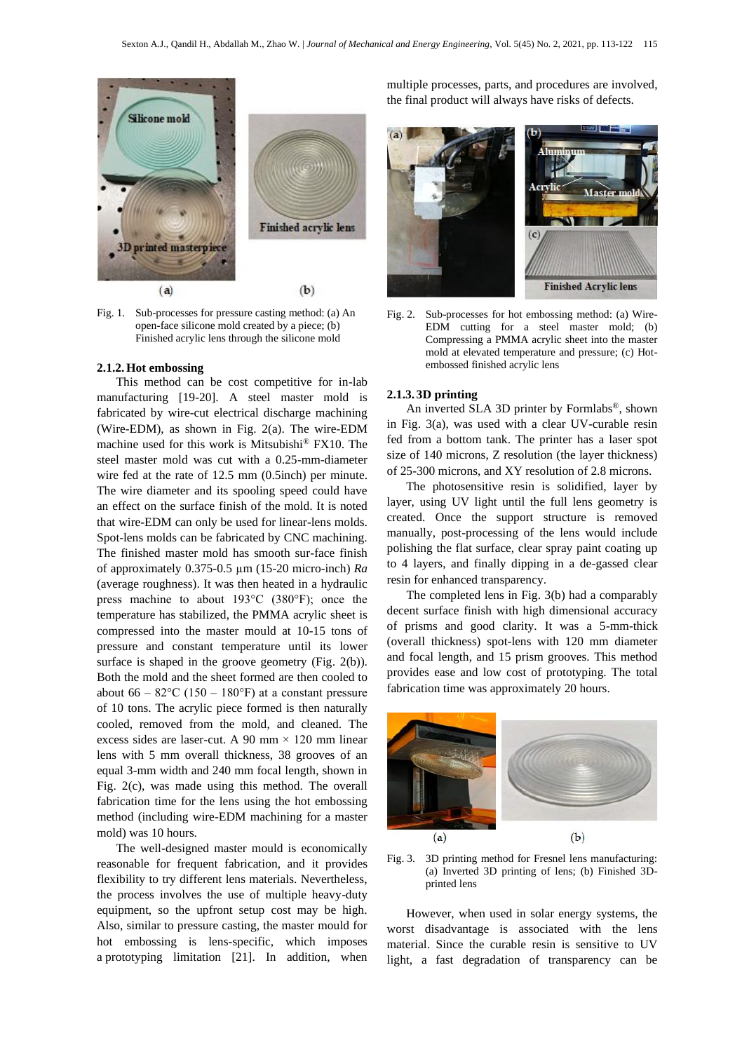Fig. 1. Sub-processes for pressure casting method: (a) An open-face silicone mold created by a piece; (b) Finished acrylic lens through the silicone mold

### 2.1.2. Hot embossing

This method can be cost competitive for in-lab manufacturing [19-20]. A steel master mold is fabricated by wire-cut electrical discharge machining (Wire-EDM), as shown in Fig. 2(a). The wire-EDM machine used for this work is Mitsubishi® FX10. The steel master mold was cut with a 0.25-mm-diameter wire fed at the rate of 12.5 mm (0.5inch) per minute. The wire diameter and its spooling speed could have an effect on the surface finish of the mold. It is noted that wire-EDM can only be used for linear-lens molds. Spot-lens molds can be fabricated by CNC machining. The finished master mold has smooth sur-face finish of approximately 0.375-0.5 µm (15-20 micro-inch) *Ra* (average roughness). It was then heated in a hydraulic press machine to about 193°C (380°F); once the temperature has stabilized, the PMMA acrylic sheet is compressed into the master mould at 10-15 tons of pressure and constant temperature until its lower surface is shaped in the groove geometry (Fig. 2(b)). Both the mold and the sheet formed are then cooled to about 66 – 82°C (150 – 180°F) at a constant pressure of 10 tons. The acrylic piece formed is then naturally cooled, removed from the mold, and cleaned. The excess sides are laser-cut. A 90 mm × 120 mm linear lens with 5 mm overall thickness, 38 grooves of an equal 3-mm width and 240 mm focal length, shown in Fig. 2(c), was made using this method. The overall fabrication time for the lens using the hot embossing method (including wire-EDM machining for a master mold) was 10 hours.

The well-designed master mould is economically reasonable for frequent fabrication, and it provides flexibility to try different lens materials. Nevertheless, the process involves the use of multiple heavy-duty equipment, so the upfront setup cost may be high. Also, similar to pressure casting, the master mould for hot embossing is lens-specific, which imposes a prototyping limitation [21]. In addition, when multiple processes, parts, and procedures are involved, the final product will always have risks of defects.

Fig. 2. Sub-processes for hot embossing method: (a) Wire-EDM cutting for a steel master mold; (b) Compressing a PMMA acrylic sheet into the master mold at elevated temperature and pressure; (c) Hot-embossed finished acrylic lens

### 2.1.3. 3D printing

An inverted SLA 3D printer by Formlabs®, shown in Fig. 3(a), was used with a clear UV-curable resin fed from a bottom tank. The printer has a laser spot size of 140 microns, Z resolution (the layer thickness) of 25-300 microns, and XY resolution of 2.8 microns.

The photosensitive resin is solidified, layer by layer, using UV light until the full lens geometry is created. Once the support structure is removed manually, post-processing of the lens would include polishing the flat surface, clear spray paint coating up to 4 layers, and finally dipping in a de-gassed clear resin for enhanced transparency.

The completed lens in Fig. 3(b) had a comparably decent surface finish with high dimensional accuracy of prisms and good clarity. It was a 5-mm-thick (overall thickness) spot-lens with 120 mm diameter and focal length, and 15 prism grooves. This method provides ease and low cost of prototyping. The total fabrication time was approximately 20 hours.

Fig. 3. 3D printing method for Fresnel lens manufacturing: (a) Inverted 3D printing of lens; (b) Finished 3D-printed lens

However, when used in solar energy systems, the worst disadvantage is associated with the lens material. Since the curable resin is sensitive to UV light, a fast degradation of transparency can be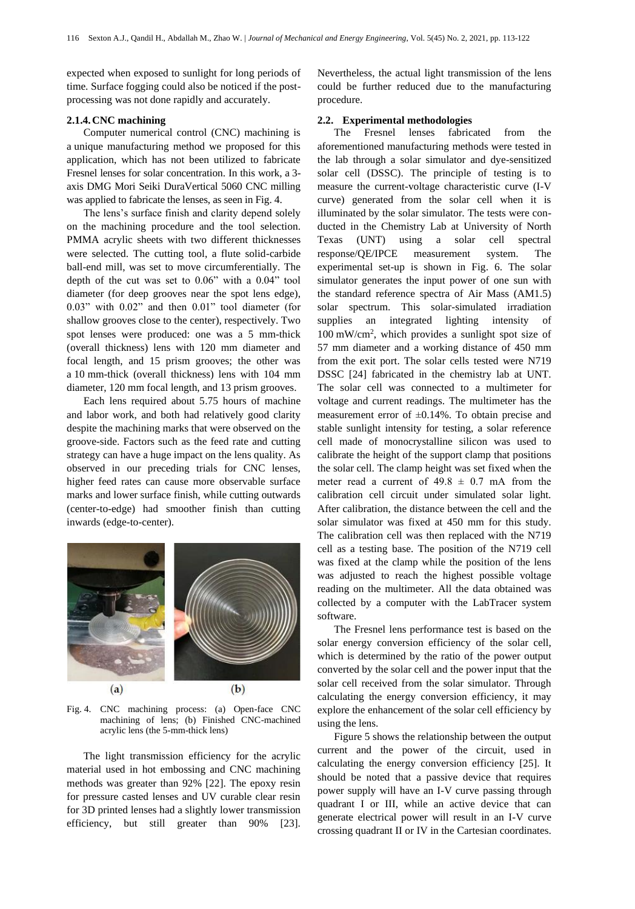expected when exposed to sunlight for long periods of time. Surface fogging could also be noticed if the post-processing was not done rapidly and accurately.

### 2.1.4. CNC machining

Computer numerical control (CNC) machining is a unique manufacturing method we proposed for this application, which has not been utilized to fabricate Fresnel lenses for solar concentration. In this work, a 3-axis DMG Mori Seiki DuraVertical 5060 CNC milling was applied to fabricate the lenses, as seen in Fig. 4.

The lens's surface finish and clarity depend solely on the machining procedure and the tool selection. PMMA acrylic sheets with two different thicknesses were selected. The cutting tool, a flute solid-carbide ball-end mill, was set to move circumferentially. The depth of the cut was set to 0.06" with a 0.04" tool diameter (for deep grooves near the spot lens edge), 0.03" with 0.02" and then 0.01" tool diameter (for shallow grooves close to the center), respectively. Two spot lenses were produced: one was a 5 mm-thick (overall thickness) lens with 120 mm diameter and focal length, and 15 prism grooves; the other was a 10 mm-thick (overall thickness) lens with 104 mm diameter, 120 mm focal length, and 13 prism grooves.

Each lens required about 5.75 hours of machine and labor work, and both had relatively good clarity despite the machining marks that were observed on the groove-side. Factors such as the feed rate and cutting strategy can have a huge impact on the lens quality. As observed in our preceding trials for CNC lenses, higher feed rates can cause more observable surface marks and lower surface finish, while cutting outwards (center-to-edge) had smoother finish than cutting inwards (edge-to-center).

(a)

(b)

Fig. 4. CNC machining process: (a) Open-face CNC machining of lens; (b) Finished CNC-machined acrylic lens (the 5-mm-thick lens)

The light transmission efficiency for the acrylic material used in hot embossing and CNC machining methods was greater than 92% [22]. The epoxy resin for pressure casted lenses and UV curable clear resin for 3D printed lenses had a slightly lower transmission efficiency, but still greater than 90% [23]. Nevertheless, the actual light transmission of the lens could be further reduced due to the manufacturing procedure.

## 2.2. Experimental methodologies

The Fresnel lenses fabricated from the aforementioned manufacturing methods were tested in the lab through a solar simulator and dye-sensitized solar cell (DSSC). The principle of testing is to measure the current-voltage characteristic curve (I-V curve) generated from the solar cell when it is illuminated by the solar simulator. The tests were conducted in the Chemistry Lab at University of North Texas (UNT) using a solar cell spectral response/QE/IPCE measurement system. The experimental set-up is shown in Fig. 6. The solar simulator generates the input power of one sun with the standard reference spectra of Air Mass (AM1.5) solar spectrum. This solar-simulated irradiation supplies an integrated lighting intensity of 100 mW/cm$^2$, which provides a sunlight spot size of 57 mm diameter and a working distance of 450 mm from the exit port. The solar cells tested were N719 DSSC [24] fabricated in the chemistry lab at UNT. The solar cell was connected to a multimeter for voltage and current readings. The multimeter has the measurement error of ±0.14%. To obtain precise and stable sunlight intensity for testing, a solar reference cell made of monocrystalline silicon was used to calibrate the height of the support clamp that positions the solar cell. The clamp height was set fixed when the meter read a current of 49.8 ± 0.7 mA from the calibration cell circuit under simulated solar light. After calibration, the distance between the cell and the solar simulator was fixed at 450 mm for this study. The calibration cell was then replaced with the N719 cell as a testing base. The position of the N719 cell was fixed at the clamp while the position of the lens was adjusted to reach the highest possible voltage reading on the multimeter. All the data obtained was collected by a computer with the LabTracer system software.

The Fresnel lens performance test is based on the solar energy conversion efficiency of the solar cell, which is determined by the ratio of the power output converted by the solar cell and the power input that the solar cell received from the solar simulator. Through calculating the energy conversion efficiency, it may explore the enhancement of the solar cell efficiency by using the lens.

Figure 5 shows the relationship between the output current and the power of the circuit, used in calculating the energy conversion efficiency [25]. It should be noted that a passive device that requires power supply will have an I-V curve passing through quadrant I or III, while an active device that can generate electrical power will result in an I-V curve crossing quadrant II or IV in the Cartesian coordinates.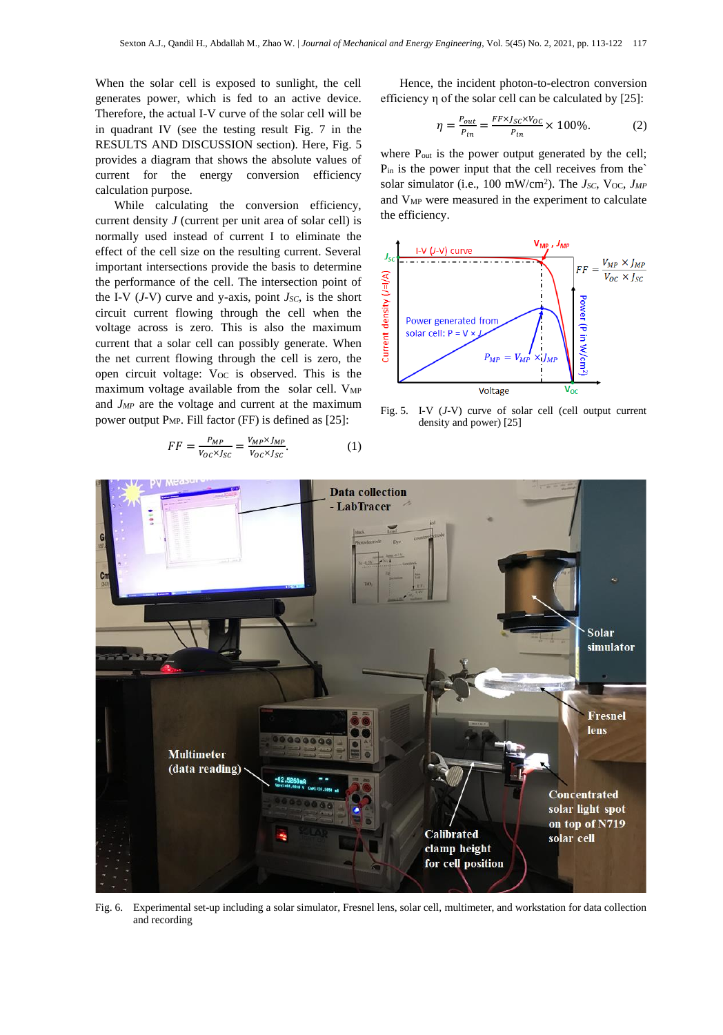When the solar cell is exposed to sunlight, the cell generates power, which is fed to an active device. Therefore, the actual I-V curve of the solar cell will be in quadrant IV (see the testing result Fig. 7 in the RESULTS AND DISCUSSION section). Here, Fig. 5 provides a diagram that shows the absolute values of current for the energy conversion efficiency calculation purpose.

While calculating the conversion efficiency, current density $J$ (current per unit area of solar cell) is normally used instead of current I to eliminate the effect of the cell size on the resulting current. Several important intersections provide the basis to determine the performance of the cell. The intersection point of the I-V ($J$-V) curve and y-axis, point $J_{SC}$, is the short circuit current flowing through the cell when the voltage across is zero. This is also the maximum current that a solar cell can possibly generate. When the net current flowing through the cell is zero, the open circuit voltage: $V_{OC}$ is observed. This is the maximum voltage available from the solar cell. $V_{MP}$ and $J_{MP}$ are the voltage and current at the maximum power output $P_{MP}$. Fill factor (FF) is defined as [25]:

$$FF = \frac{P_{MP}}{V_{OC} \times J_{SC}} = \frac{V_{MP} \times J_{MP}}{V_{OC} \times J_{SC}}. \quad (1)$$

Hence, the incident photon-to-electron conversion efficiency η of the solar cell can be calculated by [25]:

$$\eta = \frac{P_{out}}{P_{in}} = \frac{FF \times J_{SC} \times V_{OC}}{P_{in}} \times 100\%. \quad (2)$$

where $P_{out}$ is the power output generated by the cell; $P_{in}$ is the power input that the cell receives from the` solar simulator (i.e., 100 mW/cm$^2$). The $J_{SC}$, $V_{OC}$, $J_{MP}$ and $V_{MP}$ were measured in the experiment to calculate the efficiency.

I-V (J-V) curve
$V_{MP}$ , $J_{MP}$
$J_{SC}$
$FF = \frac{V_{MP} \times J_{MP}}{V_{OC} \times J_{SC}}$
Current density (J=I/A)
Power (P in W/cm²)
Power generated from solar cell: P = V × J
$P_{MP} = V_{MP} \times J_{MP}$
Voltage
$V_{OC}$

Fig. 5. I-V ($J$-V) curve of solar cell (cell output current density and power) [25]

Data collection - LabTracer
Solar simulator
Fresnel lens
Multimeter (data reading)
Concentrated solar light spot on top of N719 solar cell
Calibrated clamp height for cell position

Fig. 6. Experimental set-up including a solar simulator, Fresnel lens, solar cell, multimeter, and workstation for data collection and recording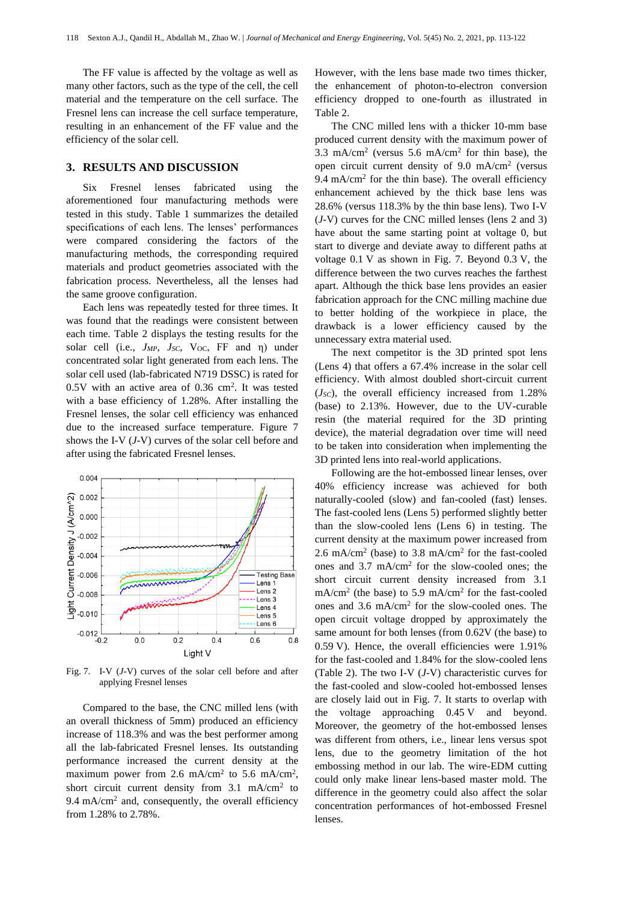The FF value is affected by the voltage as well as many other factors, such as the type of the cell, the cell material and the temperature on the cell surface. The Fresnel lens can increase the cell surface temperature, resulting in an enhancement of the FF value and the efficiency of the solar cell.

## 3. RESULTS AND DISCUSSION

Six Fresnel lenses fabricated using the aforementioned four manufacturing methods were tested in this study. Table 1 summarizes the detailed specifications of each lens. The lenses' performances were compared considering the factors of the manufacturing methods, the corresponding required materials and product geometries associated with the fabrication process. Nevertheless, all the lenses had the same groove configuration.

Each lens was repeatedly tested for three times. It was found that the readings were consistent between each time. Table 2 displays the testing results for the solar cell (i.e., $J_{MP}$, $J_{SC}$, $V_{OC}$, FF and η) under concentrated solar light generated from each lens. The solar cell used (lab-fabricated N719 DSSC) is rated for 0.5V with an active area of 0.36 cm$^2$. It was tested with a base efficiency of 1.28%. After installing the Fresnel lenses, the solar cell efficiency was enhanced due to the increased surface temperature. Figure 7 shows the I-V (*J*-V) curves of the solar cell before and after using the fabricated Fresnel lenses.

Light Current Density J (A/cm^2)
0.004
0.002
0.000
-0.002
-0.004
-0.006
-0.008
-0.010
-0.012
-0.2
0.0
0.2
0.4
0.6
0.8
Light V
Testing Base
Lens 1
Lens 2
Lens 3
Lens 4
Lens 5
Lens 6

Fig. 7. I-V (*J*-V) curves of the solar cell before and after applying Fresnel lenses

Compared to the base, the CNC milled lens (with an overall thickness of 5mm) produced an efficiency increase of 118.3% and was the best performer among all the lab-fabricated Fresnel lenses. Its outstanding performance increased the current density at the maximum power from 2.6 mA/cm$^2$ to 5.6 mA/cm$^2$, short circuit current density from 3.1 mA/cm$^2$ to 9.4 mA/cm$^2$ and, consequently, the overall efficiency from 1.28% to 2.78%.

However, with the lens base made two times thicker, the enhancement of photon-to-electron conversion efficiency dropped to one-fourth as illustrated in Table 2.

The CNC milled lens with a thicker 10-mm base produced current density with the maximum power of 3.3 mA/cm$^2$ (versus 5.6 mA/cm$^2$ for thin base), the open circuit current density of 9.0 mA/cm$^2$ (versus 9.4 mA/cm$^2$ for the thin base). The overall efficiency enhancement achieved by the thick base lens was 28.6% (versus 118.3% by the thin base lens). Two I-V (*J*-V) curves for the CNC milled lenses (lens 2 and 3) have about the same starting point at voltage 0, but start to diverge and deviate away to different paths at voltage 0.1 V as shown in Fig. 7. Beyond 0.3 V, the difference between the two curves reaches the farthest apart. Although the thick base lens provides an easier fabrication approach for the CNC milling machine due to better holding of the workpiece in place, the drawback is a lower efficiency caused by the unnecessary extra material used.

The next competitor is the 3D printed spot lens (Lens 4) that offers a 67.4% increase in the solar cell efficiency. With almost doubled short-circuit current ($J_{SC}$), the overall efficiency increased from 1.28% (base) to 2.13%. However, due to the UV-curable resin (the material required for the 3D printing device), the material degradation over time will need to be taken into consideration when implementing the 3D printed lens into real-world applications.

Following are the hot-embossed linear lenses, over 40% efficiency increase was achieved for both naturally-cooled (slow) and fan-cooled (fast) lenses. The fast-cooled lens (Lens 5) performed slightly better than the slow-cooled lens (Lens 6) in testing. The current density at the maximum power increased from 2.6 mA/cm$^2$ (base) to 3.8 mA/cm$^2$ for the fast-cooled ones and 3.7 mA/cm$^2$ for the slow-cooled ones; the short circuit current density increased from 3.1 mA/cm$^2$ (the base) to 5.9 mA/cm$^2$ for the fast-cooled ones and 3.6 mA/cm$^2$ for the slow-cooled ones. The open circuit voltage dropped by approximately the same amount for both lenses (from 0.62V (the base) to 0.59 V). Hence, the overall efficiencies were 1.91% for the fast-cooled and 1.84% for the slow-cooled lens (Table 2). The two I-V (*J*-V) characteristic curves for the fast-cooled and slow-cooled hot-embossed lenses are closely laid out in Fig. 7. It starts to overlap with the voltage approaching 0.45 V and beyond. Moreover, the geometry of the hot-embossed lenses was different from others, i.e., linear lens versus spot lens, due to the geometry limitation of the hot embossing method in our lab. The wire-EDM cutting could only make linear lens-based master mold. The difference in the geometry could also affect the solar concentration performances of hot-embossed Fresnel lenses.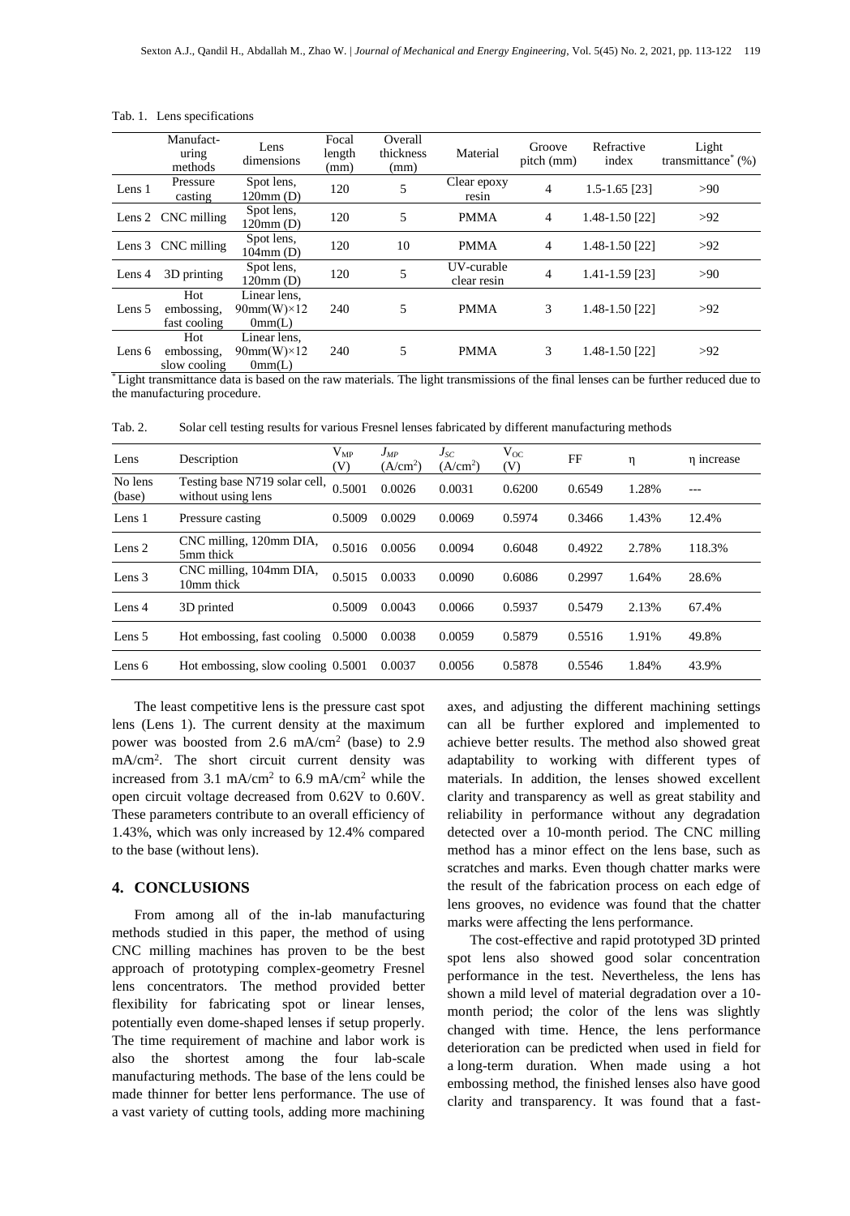Tab. 1. Lens specifications

| | Manufacturing methods | Lens dimensions | Focal length (mm) | Overall thickness (mm) | Material | Groove pitch (mm) | Refractive index | Light transmittance* (%) |
|---|---|---|---|---|---|---|---|---|
| Lens 1 | Pressure casting | Spot lens, 120mm (D) | 120 | 5 | Clear epoxy resin | 4 | 1.5-1.65 [23] | >90 |
| Lens 2 | CNC milling | Spot lens, 120mm (D) | 120 | 5 | PMMA | 4 | 1.48-1.50 [22] | >92 |
| Lens 3 | CNC milling | Spot lens, 104mm (D) | 120 | 10 | PMMA | 4 | 1.48-1.50 [22] | >92 |
| Lens 4 | 3D printing | Spot lens, 120mm (D) | 120 | 5 | UV-curable clear resin | 4 | 1.41-1.59 [23] | >90 |
| Lens 5 | Hot embossing, fast cooling | Linear lens, 90mm(W)×120mm(L) | 240 | 5 | PMMA | 3 | 1.48-1.50 [22] | >92 |
| Lens 6 | Hot embossing, slow cooling | Linear lens, 90mm(W)×120mm(L) | 240 | 5 | PMMA | 3 | 1.48-1.50 [22] | >92 |

* Light transmittance data is based on the raw materials. The light transmissions of the final lenses can be further reduced due to the manufacturing procedure.

Tab. 2. Solar cell testing results for various Fresnel lenses fabricated by different manufacturing methods

| Lens | Description | $V_{MP}$ (V) | $J_{MP}$ (A/cm$^2$) | $J_{SC}$ (A/cm$^2$) | $V_{OC}$ (V) | FF | η | η increase |
|---|---|---|---|---|---|---|---|---|
| No lens (base) | Testing base N719 solar cell, without using lens | 0.5001 | 0.0026 | 0.0031 | 0.6200 | 0.6549 | 1.28% | --- |
| Lens 1 | Pressure casting | 0.5009 | 0.0029 | 0.0069 | 0.5974 | 0.3466 | 1.43% | 12.4% |
| Lens 2 | CNC milling, 120mm DIA, 5mm thick | 0.5016 | 0.0056 | 0.0094 | 0.6048 | 0.4922 | 2.78% | 118.3% |
| Lens 3 | CNC milling, 104mm DIA, 10mm thick | 0.5015 | 0.0033 | 0.0090 | 0.6086 | 0.2997 | 1.64% | 28.6% |
| Lens 4 | 3D printed | 0.5009 | 0.0043 | 0.0066 | 0.5937 | 0.5479 | 2.13% | 67.4% |
| Lens 5 | Hot embossing, fast cooling | 0.5000 | 0.0038 | 0.0059 | 0.5879 | 0.5516 | 1.91% | 49.8% |
| Lens 6 | Hot embossing, slow cooling | 0.5001 | 0.0037 | 0.0056 | 0.5878 | 0.5546 | 1.84% | 43.9% |

The least competitive lens is the pressure cast spot lens (Lens 1). The current density at the maximum power was boosted from 2.6 mA/cm$^2$ (base) to 2.9 mA/cm$^2$. The short circuit current density was increased from 3.1 mA/cm$^2$ to 6.9 mA/cm$^2$ while the open circuit voltage decreased from 0.62V to 0.60V. These parameters contribute to an overall efficiency of 1.43%, which was only increased by 12.4% compared to the base (without lens).

## 4. CONCLUSIONS

From among all of the in-lab manufacturing methods studied in this paper, the method of using CNC milling machines has proven to be the best approach of prototyping complex-geometry Fresnel lens concentrators. The method provided better flexibility for fabricating spot or linear lenses, potentially even dome-shaped lenses if setup properly. The time requirement of machine and labor work is also the shortest among the four lab-scale manufacturing methods. The base of the lens could be made thinner for better lens performance. The use of a vast variety of cutting tools, adding more machining axes, and adjusting the different machining settings can all be further explored and implemented to achieve better results. The method also showed great adaptability to working with different types of materials. In addition, the lenses showed excellent clarity and transparency as well as great stability and reliability in performance without any degradation detected over a 10-month period. The CNC milling method has a minor effect on the lens base, such as scratches and marks. Even though chatter marks were the result of the fabrication process on each edge of lens grooves, no evidence was found that the chatter marks were affecting the lens performance.

The cost-effective and rapid prototyped 3D printed spot lens also showed good solar concentration performance in the test. Nevertheless, the lens has shown a mild level of material degradation over a 10-month period; the color of the lens was slightly changed with time. Hence, the lens performance deterioration can be predicted when used in field for a long-term duration. When made using a hot embossing method, the finished lenses also have good clarity and transparency. It was found that a fast-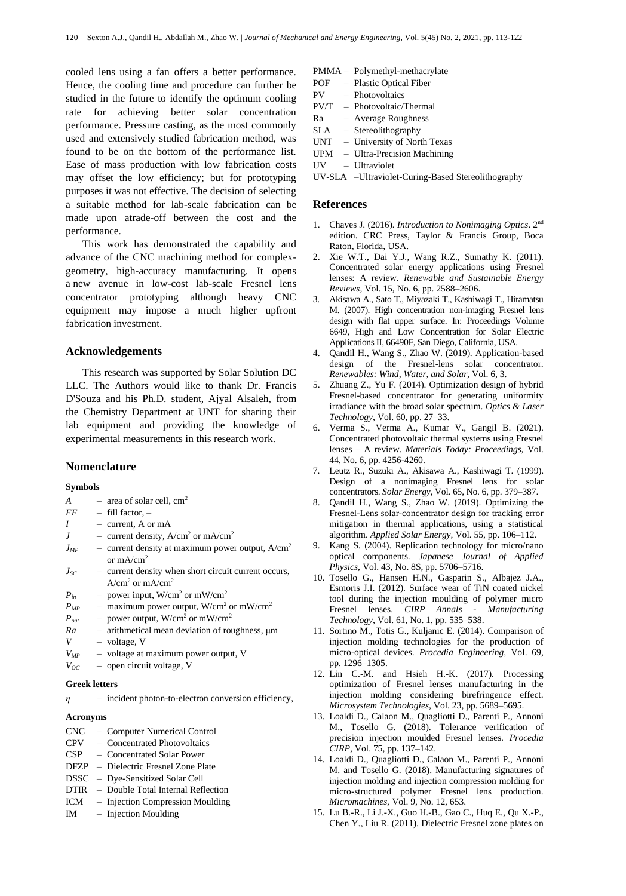cooled lens using a fan offers a better performance. Hence, the cooling time and procedure can further be studied in the future to identify the optimum cooling rate for achieving better solar concentration performance. Pressure casting, as the most commonly used and extensively studied fabrication method, was found to be on the bottom of the performance list. Ease of mass production with low fabrication costs may offset the low efficiency; but for prototyping purposes it was not effective. The decision of selecting a suitable method for lab-scale fabrication can be made upon atrade-off between the cost and the performance.

This work has demonstrated the capability and advance of the CNC machining method for complex-geometry, high-accuracy manufacturing. It opens a new avenue in low-cost lab-scale Fresnel lens concentrator prototyping although heavy CNC equipment may impose a much higher upfront fabrication investment.

## Acknowledgements

This research was supported by Solar Solution DC LLC. The Authors would like to thank Dr. Francis D'Souza and his Ph.D. student, Ajyal Alsaleh, from the Chemistry Department at UNT for sharing their lab equipment and providing the knowledge of experimental measurements in this research work.

## Nomenclature

**Symbols**

$A$ – area of solar cell, $cm^2$
$FF$ – fill factor, –
$I$ – current, A or mA
$J$ – current density, $A/cm^2$ or $mA/cm^2$
$J_{MP}$ – current density at maximum power output, $A/cm^2$ or $mA/cm^2$
$J_{SC}$ – current density when short circuit current occurs, $A/cm^2$ or $mA/cm^2$
$P_{in}$ – power input, $W/cm^2$ or $mW/cm^2$
$P_{MP}$ – maximum power output, $W/cm^2$ or $mW/cm^2$
$P_{out}$ – power output, $W/cm^2$ or $mW/cm^2$
$Ra$ – arithmetical mean deviation of roughness, μm
$V$ – voltage, V
$V_{MP}$ – voltage at maximum power output, V
$V_{OC}$ – open circuit voltage, V

**Greek letters**

$\eta$ – incident photon-to-electron conversion efficiency,

**Acronyms**

CNC – Computer Numerical Control
CPV – Concentrated Photovoltaics
CSP – Concentrated Solar Power
DFZP – Dielectric Fresnel Zone Plate
DSSC – Dye-Sensitized Solar Cell
DTIR – Double Total Internal Reflection
ICM – Injection Compression Moulding
IM – Injection Moulding
PMMA – Polymethyl-methacrylate
POF – Plastic Optical Fiber
PV – Photovoltaics
PV/T – Photovoltaic/Thermal
Ra – Average Roughness
SLA – Stereolithography
UNT – University of North Texas
UPM – Ultra-Precision Machining
UV – Ultraviolet
UV-SLA –Ultraviolet-Curing-Based Stereolithography

## References

1. Chaves J. (2016). *Introduction to Nonimaging Optics*. 2nd edition. CRC Press, Taylor & Francis Group, Boca Raton, Florida, USA.
2. Xie W.T., Dai Y.J., Wang R.Z., Sumathy K. (2011). Concentrated solar energy applications using Fresnel lenses: A review. *Renewable and Sustainable Energy Reviews*, Vol. 15, No. 6, pp. 2588–2606.
3. Akisawa A., Sato T., Miyazaki T., Kashiwagi T., Hiramatsu M. (2007). High concentration non-imaging Fresnel lens design with flat upper surface. In: Proceedings Volume 6649, High and Low Concentration for Solar Electric Applications II, 66490F, San Diego, California, USA.
4. Qandil H., Wang S., Zhao W. (2019). Application-based design of the Fresnel-lens solar concentrator. *Renewables: Wind, Water, and Solar*, Vol. 6, 3.
5. Zhuang Z., Yu F. (2014). Optimization design of hybrid Fresnel-based concentrator for generating uniformity irradiance with the broad solar spectrum. *Optics & Laser Technology*, Vol. 60, pp. 27–33.
6. Verma S., Verma A., Kumar V., Gangil B. (2021). Concentrated photovoltaic thermal systems using Fresnel lenses – A review. *Materials Today: Proceedings*, Vol. 44, No. 6, pp. 4256-4260.
7. Leutz R., Suzuki A., Akisawa A., Kashiwagi T. (1999). Design of a nonimaging Fresnel lens for solar concentrators. *Solar Energy*, Vol. 65, No. 6, pp. 379–387.
8. Qandil H., Wang S., Zhao W. (2019). Optimizing the Fresnel-Lens solar-concentrator design for tracking error mitigation in thermal applications, using a statistical algorithm. *Applied Solar Energy*, Vol. 55, pp. 106–112.
9. Kang S. (2004). Replication technology for micro/nano optical components. *Japanese Journal of Applied Physics*, Vol. 43, No. 8S, pp. 5706–5716.
10. Tosello G., Hansen H.N., Gasparin S., Albajez J.A., Esmoris J.I. (2012). Surface wear of TiN coated nickel tool during the injection moulding of polymer micro Fresnel lenses. *CIRP Annals - Manufacturing Technology*, Vol. 61, No. 1, pp. 535–538.
11. Sortino M., Totis G., Kuljanic E. (2014). Comparison of injection molding technologies for the production of micro-optical devices. *Procedia Engineering*, Vol. 69, pp. 1296–1305.
12. Lin C.-M. and Hsieh H.-K. (2017). Processing optimization of Fresnel lenses manufacturing in the injection molding considering birefringence effect. *Microsystem Technologies*, Vol. 23, pp. 5689–5695.
13. Loaldi D., Calaon M., Quagliotti D., Parenti P., Annoni M., Tosello G. (2018). Tolerance verification of precision injection moulded Fresnel lenses. *Procedia CIRP*, Vol. 75, pp. 137–142.
14. Loaldi D., Quagliotti D., Calaon M., Parenti P., Annoni M. and Tosello G. (2018). Manufacturing signatures of injection molding and injection compression molding for micro-structured polymer Fresnel lens production. *Micromachines*, Vol. 9, No. 12, 653.
15. Lu B.-R., Li J.-X., Guo H.-B., Gao C., Huq E., Qu X.-P., Chen Y., Liu R. (2011). Dielectric Fresnel zone plates on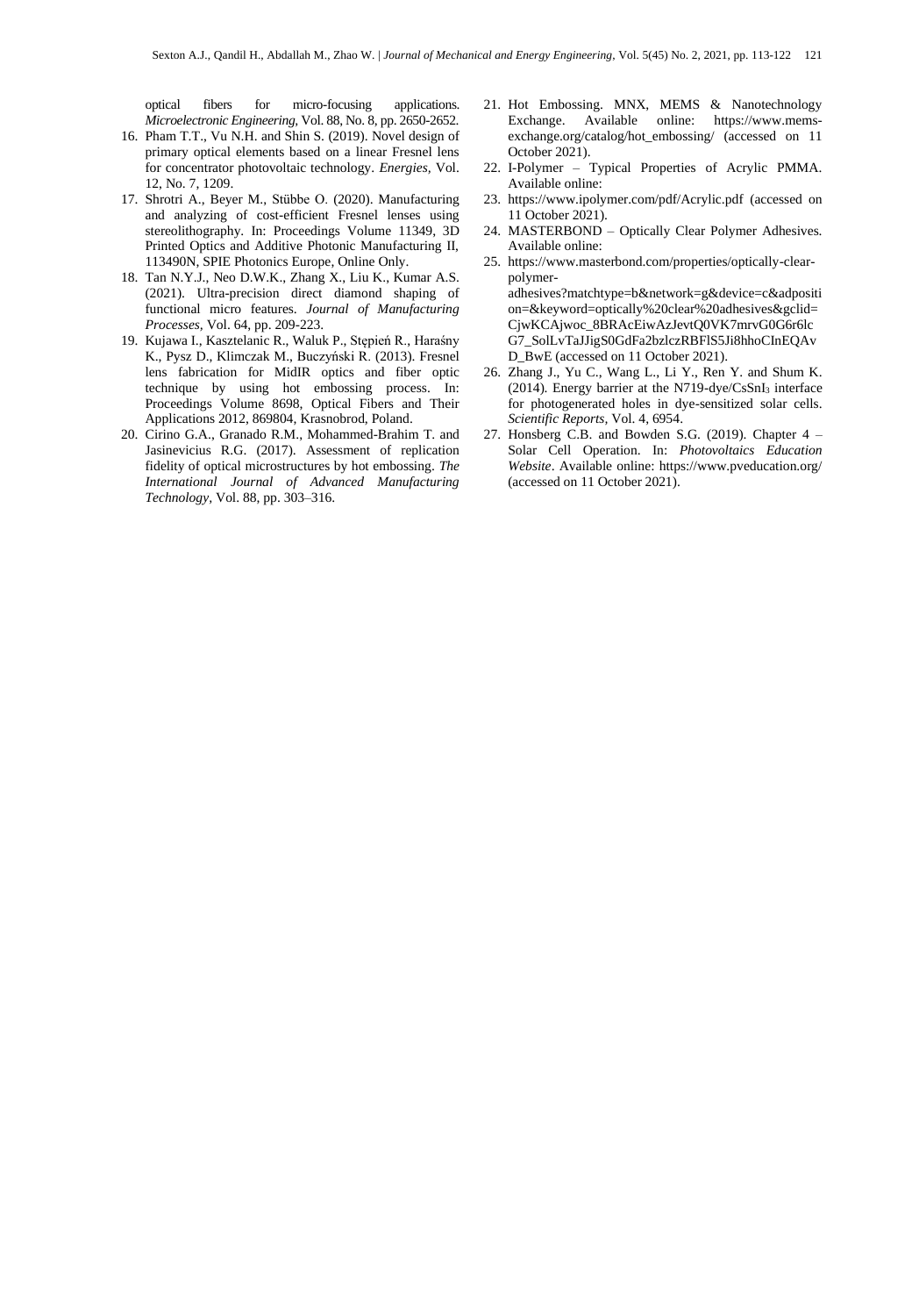optical fibers for micro-focusing applications. *Microelectronic Engineering*, Vol. 88, No. 8, pp. 2650-2652.

16. Pham T.T., Vu N.H. and Shin S. (2019). Novel design of primary optical elements based on a linear Fresnel lens for concentrator photovoltaic technology. *Energies*, Vol. 12, No. 7, 1209.
17. Shrotri A., Beyer M., Stübbe O. (2020). Manufacturing and analyzing of cost-efficient Fresnel lenses using stereolithography. In: Proceedings Volume 11349, 3D Printed Optics and Additive Photonic Manufacturing II, 113490N, SPIE Photonics Europe, Online Only.
18. Tan N.Y.J., Neo D.W.K., Zhang X., Liu K., Kumar A.S. (2021). Ultra-precision direct diamond shaping of functional micro features. *Journal of Manufacturing Processes*, Vol. 64, pp. 209-223.
19. Kujawa I., Kasztelanic R., Waluk P., Stępień R., Haraśny K., Pysz D., Klimczak M., Buczyński R. (2013). Fresnel lens fabrication for MidIR optics and fiber optic technique by using hot embossing process. In: Proceedings Volume 8698, Optical Fibers and Their Applications 2012, 869804, Krasnobrod, Poland.
20. Cirino G.A., Granado R.M., Mohammed-Brahim T. and Jasinevicius R.G. (2017). Assessment of replication fidelity of optical microstructures by hot embossing. *The International Journal of Advanced Manufacturing Technology*, Vol. 88, pp. 303–316.
21. Hot Embossing. MNX, MEMS & Nanotechnology Exchange. Available online: https://www.mems-exchange.org/catalog/hot_embossing/ (accessed on 11 October 2021).
22. I-Polymer – Typical Properties of Acrylic PMMA. Available online:
23. https://www.ipolymer.com/pdf/Acrylic.pdf (accessed on 11 October 2021).
24. MASTERBOND – Optically Clear Polymer Adhesives. Available online:
25. https://www.masterbond.com/properties/optically-clear-polymer-adhesives?matchtype=b&network=g&device=c&adposition=&keyword=optically%20clear%20adhesives&gclid=CjwKCAjwoc_8BRAcEiwAzJevtQ0VK7mrvG0G6r6lcG7_SolLvTaJJigS0GdFa2bzlczRBFlS5Ji8hhoCInEQAvD_BwE (accessed on 11 October 2021).
26. Zhang J., Yu C., Wang L., Li Y., Ren Y. and Shum K. (2014). Energy barrier at the N719-dye/$CsSnI_3$ interface for photogenerated holes in dye-sensitized solar cells. *Scientific Reports*, Vol. 4, 6954.
27. Honsberg C.B. and Bowden S.G. (2019). Chapter 4 – Solar Cell Operation. In: *Photovoltaics Education Website*. Available online: https://www.pveducation.org/ (accessed on 11 October 2021).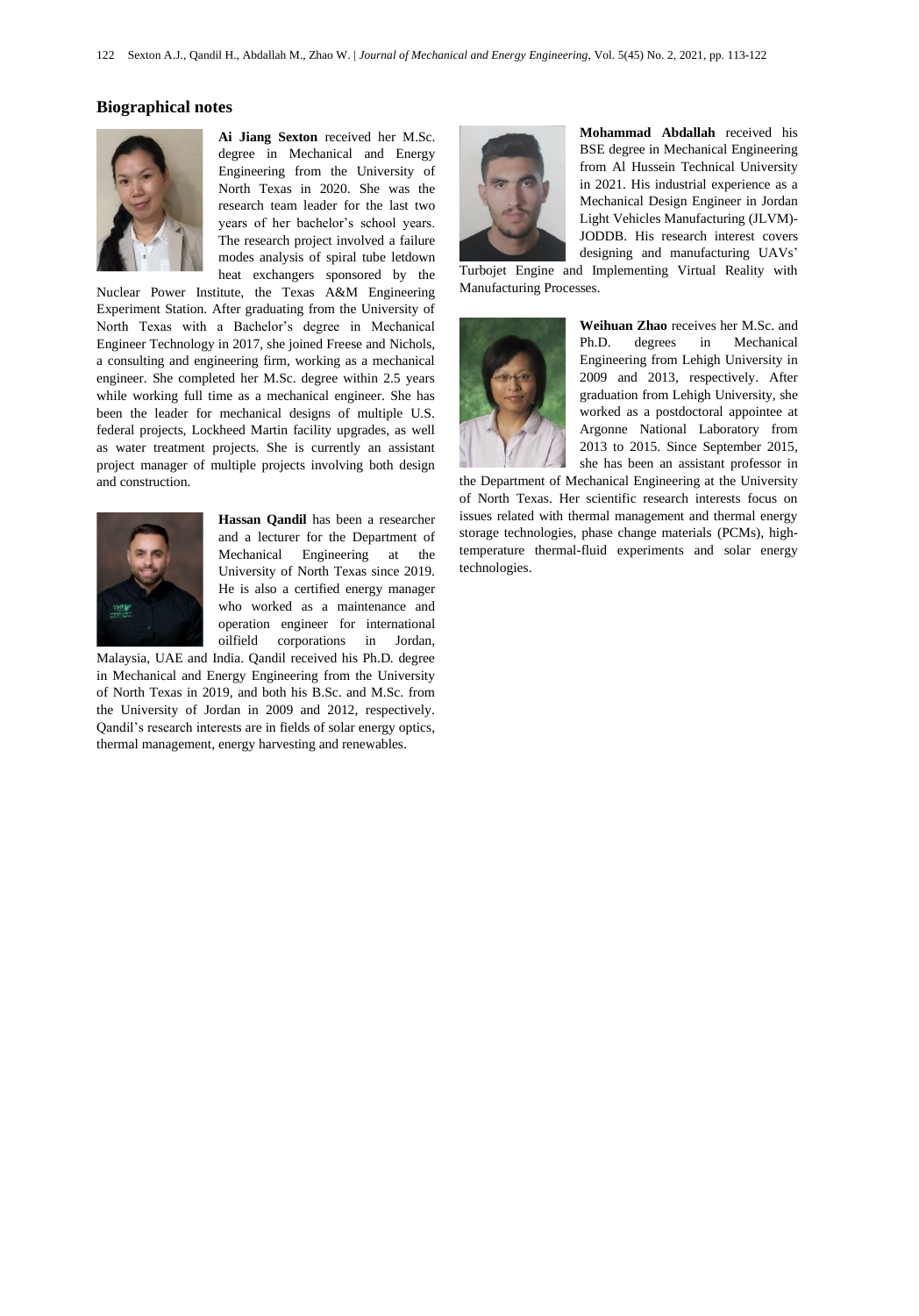## Biographical notes

**Ai Jiang Sexton** received her M.Sc. degree in Mechanical and Energy Engineering from the University of North Texas in 2020. She was the research team leader for the last two years of her bachelor's school years. The research project involved a failure modes analysis of spiral tube letdown heat exchangers sponsored by the Nuclear Power Institute, the Texas A&M Engineering Experiment Station. After graduating from the University of North Texas with a Bachelor's degree in Mechanical Engineer Technology in 2017, she joined Freese and Nichols, a consulting and engineering firm, working as a mechanical engineer. She completed her M.Sc. degree within 2.5 years while working full time as a mechanical engineer. She has been the leader for mechanical designs of multiple U.S. federal projects, Lockheed Martin facility upgrades, as well as water treatment projects. She is currently an assistant project manager of multiple projects involving both design and construction.

**Hassan Qandil** has been a researcher and a lecturer for the Department of Mechanical Engineering at the University of North Texas since 2019. He is also a certified energy manager who worked as a maintenance and operation engineer for international oilfield corporations in Jordan, Malaysia, UAE and India. Qandil received his Ph.D. degree in Mechanical and Energy Engineering from the University of North Texas in 2019, and both his B.Sc. and M.Sc. from the University of Jordan in 2009 and 2012, respectively. Qandil's research interests are in fields of solar energy optics, thermal management, energy harvesting and renewables.

**Mohammad Abdallah** received his BSE degree in Mechanical Engineering from Al Hussein Technical University in 2021. His industrial experience as a Mechanical Design Engineer in Jordan Light Vehicles Manufacturing (JLVM)-JODDB. His research interest covers designing and manufacturing UAVs' Turbojet Engine and Implementing Virtual Reality with Manufacturing Processes.

**Weihuan Zhao** receives her M.Sc. and Ph.D. degrees in Mechanical Engineering from Lehigh University in 2009 and 2013, respectively. After graduation from Lehigh University, she worked as a postdoctoral appointee at Argonne National Laboratory from 2013 to 2015. Since September 2015, she has been an assistant professor in the Department of Mechanical Engineering at the University of North Texas. Her scientific research interests focus on issues related with thermal management and thermal energy storage technologies, phase change materials (PCMs), high-temperature thermal-fluid experiments and solar energy technologies.